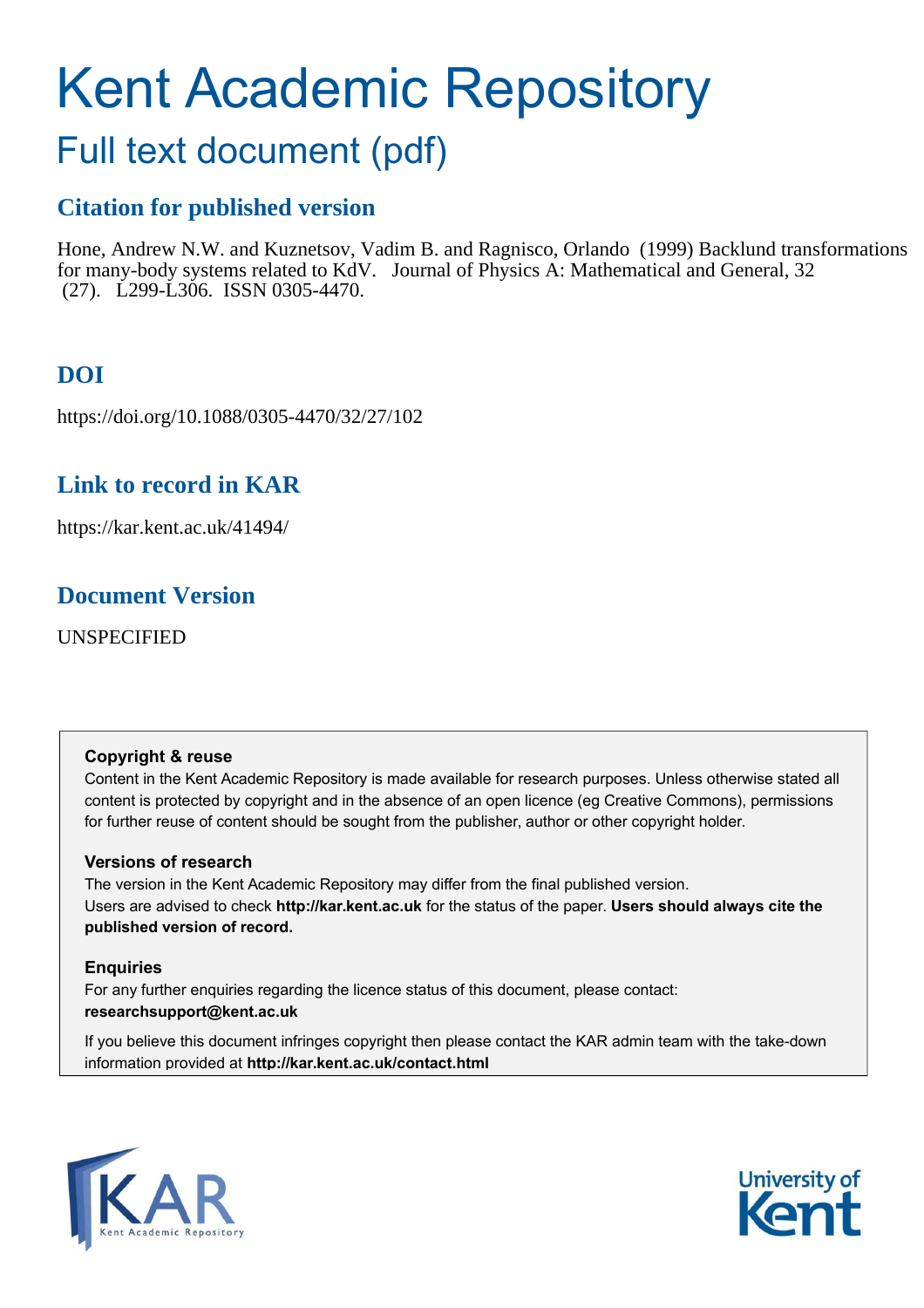# Kent Academic Repository

## Full text document (pdf)

### Citation for published version

Hone, Andrew N.W. and Kuznetsov, Vadim B. and Ragnisco, Orlando (1999) Backlund transformations for many-body systems related to KdV. Journal of Physics A: Mathematical and General, 32 (27). L299-L306. ISSN 0305-4470.

### DOI

https://doi.org/10.1088/0305-4470/32/27/102

### Link to record in KAR

https://kar.kent.ac.uk/41494/

### Document Version

UNSPECIFIED

**Copyright & reuse**

Content in the Kent Academic Repository is made available for research purposes. Unless otherwise stated all content is protected by copyright and in the absence of an open licence (eg Creative Commons), permissions for further reuse of content should be sought from the publisher, author or other copyright holder.

**Versions of research**

The version in the Kent Academic Repository may differ from the final published version. Users are advised to check **http://kar.kent.ac.uk** for the status of the paper. **Users should always cite the published version of record.**

**Enquiries**

For any further enquiries regarding the licence status of this document, please contact: **researchsupport@kent.ac.uk**

If you believe this document infringes copyright then please contact the KAR admin team with the take-down information provided at **http://kar.kent.ac.uk/contact.html**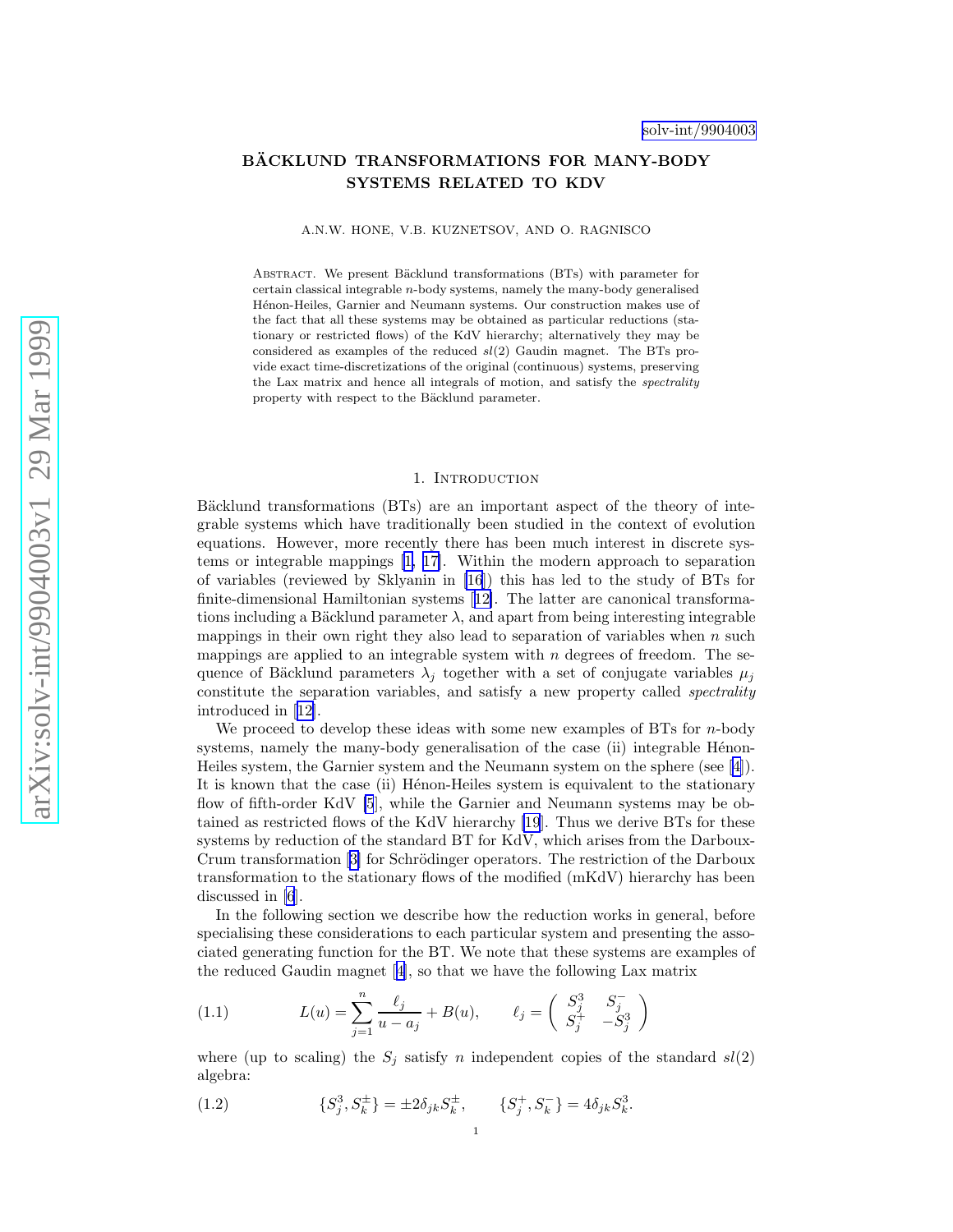solv-int/9904003

# BÄCKLUND TRANSFORMATIONS FOR MANY-BODY SYSTEMS RELATED TO KDV

A.N.W. HONE, V.B. KUZNETSOV, AND O. RAGNISCO

Abstract. We present Bäcklund transformations (BTs) with parameter for certain classical integrable $n$-body systems, namely the many-body generalised Hénon-Heiles, Garnier and Neumann systems. Our construction makes use of the fact that all these systems may be obtained as particular reductions (stationary or restricted flows) of the KdV hierarchy; alternatively they may be considered as examples of the reduced $sl(2)$ Gaudin magnet. The BTs provide exact time-discretizations of the original (continuous) systems, preserving the Lax matrix and hence all integrals of motion, and satisfy the *spectrality* property with respect to the Bäcklund parameter.

## 1. Introduction

Bäcklund transformations (BTs) are an important aspect of the theory of integrable systems which have traditionally been studied in the context of evolution equations. However, more recently there has been much interest in discrete systems or integrable mappings [1, 17]. Within the modern approach to separation of variables (reviewed by Sklyanin in [16]) this has led to the study of BTs for finite-dimensional Hamiltonian systems [12]. The latter are canonical transformations including a Bäcklund parameter $\lambda$, and apart from being interesting integrable mappings in their own right they also lead to separation of variables when $n$ such mappings are applied to an integrable system with $n$ degrees of freedom. The sequence of Bäcklund parameters $\lambda_j$ together with a set of conjugate variables $\mu_j$ constitute the separation variables, and satisfy a new property called *spectrality* introduced in [12].

We proceed to develop these ideas with some new examples of BTs for $n$-body systems, namely the many-body generalisation of the case (ii) integrable Hénon-Heiles system, the Garnier system and the Neumann system on the sphere (see [4]). It is known that the case (ii) Hénon-Heiles system is equivalent to the stationary flow of fifth-order KdV [5], while the Garnier and Neumann systems may be obtained as restricted flows of the KdV hierarchy [19]. Thus we derive BTs for these systems by reduction of the standard BT for KdV, which arises from the Darboux-Crum transformation [3] for Schrödinger operators. The restriction of the Darboux transformation to the stationary flows of the modified (mKdV) hierarchy has been discussed in [6].

In the following section we describe how the reduction works in general, before specialising these considerations to each particular system and presenting the associated generating function for the BT. We note that these systems are examples of the reduced Gaudin magnet [4], so that we have the following Lax matrix

$$L(u) = \sum_{j=1}^{n} \frac{\ell_j}{u - a_j} + B(u), \qquad \ell_j = \begin{pmatrix} S_j^3 & S_j^- \\ S_j^+ & -S_j^3 \end{pmatrix} \tag{1.1}$$

where (up to scaling) the $S_j$ satisfy $n$ independent copies of the standard $sl(2)$ algebra:

$$\{S_j^3, S_k^{\pm}\} = \pm 2\delta_{jk} S_k^{\pm}, \qquad \{S_j^+, S_k^-\} = 4\delta_{jk} S_k^3. \tag{1.2}$$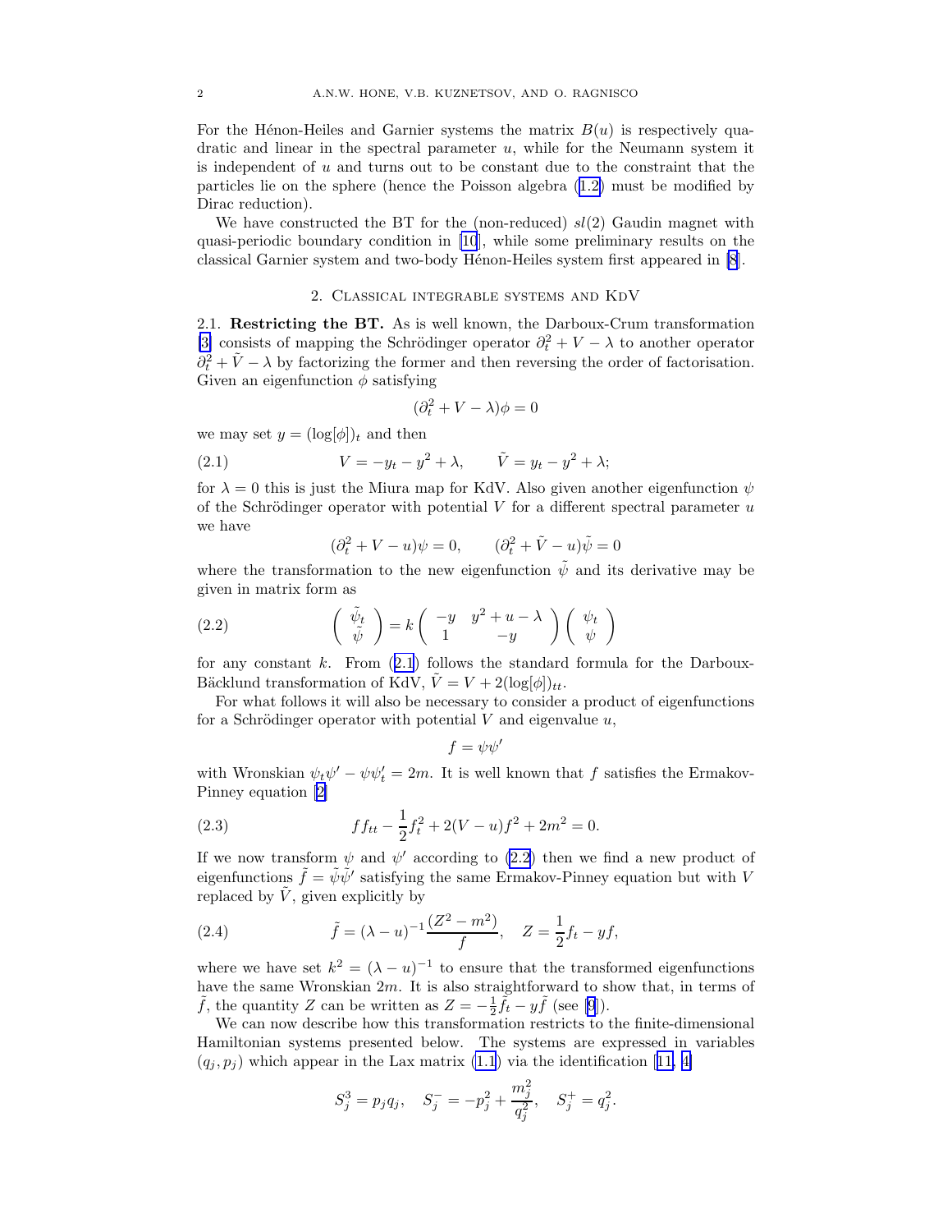For the Hénon-Heiles and Garnier systems the matrix $B(u)$ is respectively quadratic and linear in the spectral parameter $u$, while for the Neumann system it is independent of $u$ and turns out to be constant due to the constraint that the particles lie on the sphere (hence the Poisson algebra (1.2) must be modified by Dirac reduction).

We have constructed the BT for the (non-reduced) $sl(2)$ Gaudin magnet with quasi-periodic boundary condition in [10], while some preliminary results on the classical Garnier system and two-body Hénon-Heiles system first appeared in [8].

## 2. Classical integrable systems and KdV

**2.1. Restricting the BT.** As is well known, the Darboux-Crum transformation [3] consists of mapping the Schrödinger operator $\partial_t^2 + V - \lambda$ to another operator $\partial_t^2 + \tilde{V} - \lambda$ by factorizing the former and then reversing the order of factorisation. Given an eigenfunction $\phi$ satisfying

$$(\partial_t^2 + V - \lambda)\phi = 0$$

we may set $y = (\log[\phi])_t$ and then

$$V = -y_t - y^2 + \lambda, \qquad \tilde{V} = y_t - y^2 + \lambda; \tag{2.1}$$

for $\lambda = 0$ this is just the Miura map for KdV. Also given another eigenfunction $\psi$ of the Schrödinger operator with potential $V$ for a different spectral parameter $u$ we have

$$(\partial_t^2 + V - u)\psi = 0, \qquad (\partial_t^2 + \tilde{V} - u)\tilde{\psi} = 0$$

where the transformation to the new eigenfunction $\tilde{\psi}$ and its derivative may be given in matrix form as

$$\begin{pmatrix} \tilde{\psi}_t \\ \tilde{\psi} \end{pmatrix} = k \begin{pmatrix} -y & y^2 + u - \lambda \\ 1 & -y \end{pmatrix} \begin{pmatrix} \psi_t \\ \psi \end{pmatrix} \tag{2.2}$$

for any constant $k$. From (2.1) follows the standard formula for the Darboux-Bäcklund transformation of KdV, $\tilde{V} = V + 2(\log[\phi])_{tt}$.

For what follows it will also be necessary to consider a product of eigenfunctions for a Schrödinger operator with potential $V$ and eigenvalue $u$,

$$f = \psi\psi'$$

with Wronskian $\psi_t\psi' - \psi\psi'_t = 2m$. It is well known that $f$ satisfies the Ermakov-Pinney equation [2]

$$ff_{tt} - \frac{1}{2}f_t^2 + 2(V - u)f^2 + 2m^2 = 0. \tag{2.3}$$

If we now transform $\psi$ and $\psi'$ according to (2.2) then we find a new product of eigenfunctions $\tilde{f} = \tilde{\psi}\tilde{\psi}'$ satisfying the same Ermakov-Pinney equation but with $V$ replaced by $\tilde{V}$, given explicitly by

$$\tilde{f} = (\lambda - u)^{-1}\frac{(Z^2 - m^2)}{f}, \quad Z = \frac{1}{2}f_t - yf, \tag{2.4}$$

where we have set $k^2 = (\lambda - u)^{-1}$ to ensure that the transformed eigenfunctions have the same Wronskian $2m$. It is also straightforward to show that, in terms of $\tilde{f}$, the quantity $Z$ can be written as $Z = -\frac{1}{2}\tilde{f}_t - y\tilde{f}$ (see [9]).

We can now describe how this transformation restricts to the finite-dimensional Hamiltonian systems presented below. The systems are expressed in variables $(q_j, p_j)$ which appear in the Lax matrix (1.1) via the identification [11, 4]

$$S_j^3 = p_j q_j, \quad S_j^- = -p_j^2 + \frac{m_j^2}{q_j^2}, \quad S_j^+ = q_j^2.$$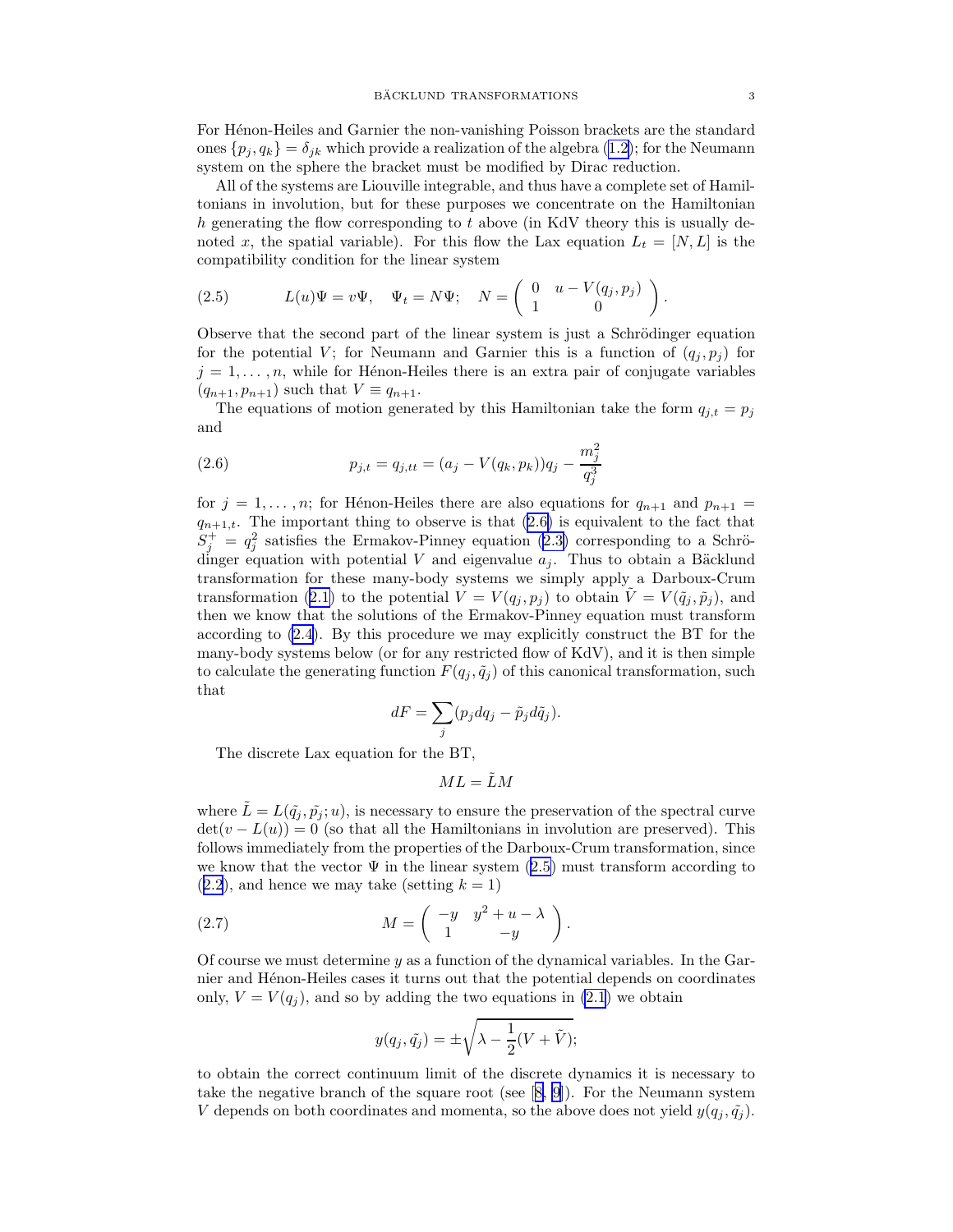For Hénon-Heiles and Garnier the non-vanishing Poisson brackets are the standard ones $\{p_j, q_k\} = \delta_{jk}$ which provide a realization of the algebra (1.2); for the Neumann system on the sphere the bracket must be modified by Dirac reduction.

All of the systems are Liouville integrable, and thus have a complete set of Hamiltonians in involution, but for these purposes we concentrate on the Hamiltonian $h$ generating the flow corresponding to $t$ above (in KdV theory this is usually denoted $x$, the spatial variable). For this flow the Lax equation $L_t = [N, L]$ is the compatibility condition for the linear system

$$
L(u)\Psi = v\Psi, \quad \Psi_t = N\Psi; \quad N = \begin{pmatrix} 0 & u - V(q_j, p_j) \\ 1 & 0 \end{pmatrix}. \tag{2.5}
$$

Observe that the second part of the linear system is just a Schrödinger equation for the potential $V$; for Neumann and Garnier this is a function of $(q_j, p_j)$ for $j = 1, \ldots, n$, while for Hénon-Heiles there is an extra pair of conjugate variables $(q_{n+1}, p_{n+1})$ such that $V \equiv q_{n+1}$.

The equations of motion generated by this Hamiltonian take the form $q_{j,t} = p_j$ and

$$
p_{j,t} = q_{j,tt} = (a_j - V(q_k, p_k))q_j - \frac{m_j^2}{q_j^3} \tag{2.6}
$$

for $j = 1, \ldots, n$; for Hénon-Heiles there are also equations for $q_{n+1}$ and $p_{n+1} = q_{n+1,t}$. The important thing to observe is that (2.6) is equivalent to the fact that $S_j^+ = q_j^2$ satisfies the Ermakov-Pinney equation (2.3) corresponding to a Schrödinger equation with potential $V$ and eigenvalue $a_j$. Thus to obtain a Bäcklund transformation for these many-body systems we simply apply a Darboux-Crum transformation (2.1) to the potential $V = V(q_j, p_j)$ to obtain $\tilde{V} = V(\tilde{q}_j, \tilde{p}_j)$, and then we know that the solutions of the Ermakov-Pinney equation must transform according to (2.4). By this procedure we may explicitly construct the BT for the many-body systems below (or for any restricted flow of KdV), and it is then simple to calculate the generating function $F(q_j, \tilde{q}_j)$ of this canonical transformation, such that

$$
dF = \sum_j (p_j dq_j - \tilde{p}_j d\tilde{q}_j).
$$

The discrete Lax equation for the BT,

$$
ML = \tilde{L}M
$$

where $\tilde{L} = L(\tilde{q_j}, \tilde{p_j}; u)$, is necessary to ensure the preservation of the spectral curve $\det(v - L(u)) = 0$ (so that all the Hamiltonians in involution are preserved). This follows immediately from the properties of the Darboux-Crum transformation, since we know that the vector $\Psi$ in the linear system (2.5) must transform according to (2.2), and hence we may take (setting $k = 1$)

$$
M = \begin{pmatrix} -y & y^2 + u - \lambda \\ 1 & -y \end{pmatrix}. \tag{2.7}
$$

Of course we must determine $y$ as a function of the dynamical variables. In the Garnier and Hénon-Heiles cases it turns out that the potential depends on coordinates only, $V = V(q_j)$, and so by adding the two equations in (2.1) we obtain

$$
y(q_j, \tilde{q}_j) = \pm\sqrt{\lambda - \frac{1}{2}(V + \tilde{V})};
$$

to obtain the correct continuum limit of the discrete dynamics it is necessary to take the negative branch of the square root (see [8, 9]). For the Neumann system $V$ depends on both coordinates and momenta, so the above does not yield $y(q_j, \tilde{q}_j)$.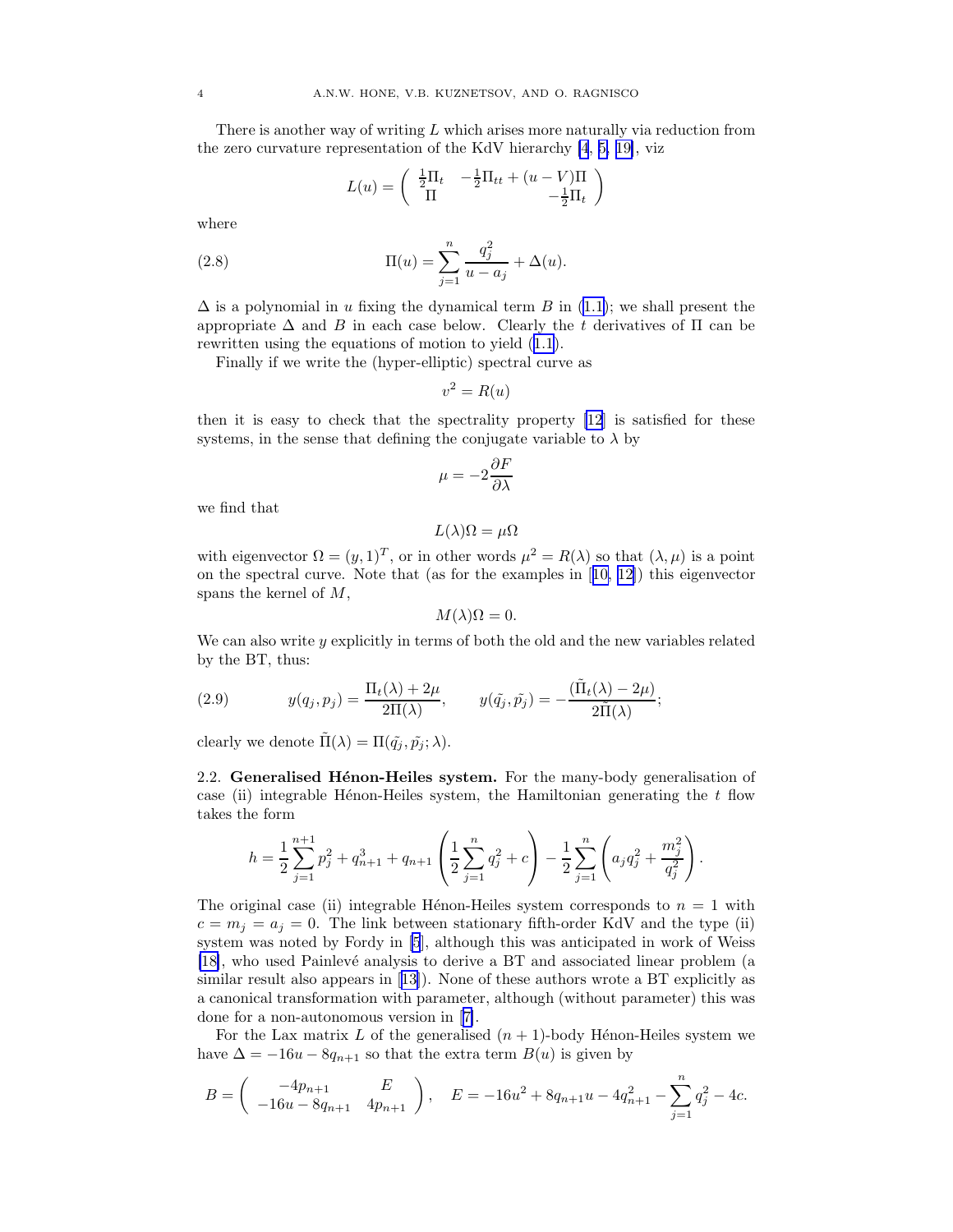There is another way of writing $L$ which arises more naturally via reduction from the zero curvature representation of the KdV hierarchy [4, 5, 19], viz

$$L(u) = \begin{pmatrix} \frac{1}{2}\Pi_t & -\frac{1}{2}\Pi_{tt} + (u-V)\Pi \\ \Pi & -\frac{1}{2}\Pi_t \end{pmatrix}$$

where

$$\Pi(u) = \sum_{j=1}^{n} \frac{q_j^2}{u-a_j} + \Delta(u). \tag{2.8}$$

$\Delta$ is a polynomial in $u$ fixing the dynamical term $B$ in (1.1); we shall present the appropriate $\Delta$ and $B$ in each case below. Clearly the $t$ derivatives of $\Pi$ can be rewritten using the equations of motion to yield (1.1).

Finally if we write the (hyper-elliptic) spectral curve as

$$v^2 = R(u)$$

then it is easy to check that the spectrality property [12] is satisfied for these systems, in the sense that defining the conjugate variable to $\lambda$ by

$$\mu = -2\frac{\partial F}{\partial \lambda}$$

we find that

$$L(\lambda)\Omega = \mu\Omega$$

with eigenvector $\Omega = (y, 1)^T$, or in other words $\mu^2 = R(\lambda)$ so that $(\lambda, \mu)$ is a point on the spectral curve. Note that (as for the examples in [10, 12]) this eigenvector spans the kernel of $M$,

$$M(\lambda)\Omega = 0.$$

We can also write $y$ explicitly in terms of both the old and the new variables related by the BT, thus:

$$y(q_j, p_j) = \frac{\Pi_t(\lambda) + 2\mu}{2\Pi(\lambda)}, \qquad y(\tilde{q_j}, \tilde{p_j}) = -\frac{(\tilde{\Pi}_t(\lambda) - 2\mu)}{2\tilde{\Pi}(\lambda)}; \tag{2.9}$$

clearly we denote $\tilde{\Pi}(\lambda) = \Pi(\tilde{q_j}, \tilde{p_j}; \lambda)$.

2.2. **Generalised Hénon-Heiles system.** For the many-body generalisation of case (ii) integrable Hénon-Heiles system, the Hamiltonian generating the $t$ flow takes the form

$$h = \frac{1}{2}\sum_{j=1}^{n+1} p_j^2 + q_{n+1}^3 + q_{n+1}\left(\frac{1}{2}\sum_{j=1}^{n} q_j^2 + c\right) - \frac{1}{2}\sum_{j=1}^{n}\left(a_j q_j^2 + \frac{m_j^2}{q_j^2}\right).$$

The original case (ii) integrable Hénon-Heiles system corresponds to $n = 1$ with $c = m_j = a_j = 0$. The link between stationary fifth-order KdV and the type (ii) system was noted by Fordy in [5], although this was anticipated in work of Weiss [18], who used Painlevé analysis to derive a BT and associated linear problem (a similar result also appears in [13]). None of these authors wrote a BT explicitly as a canonical transformation with parameter, although (without parameter) this was done for a non-autonomous version in [7].

For the Lax matrix $L$ of the generalised $(n+1)$-body Hénon-Heiles system we have $\Delta = -16u - 8q_{n+1}$ so that the extra term $B(u)$ is given by

$$B = \begin{pmatrix} -4p_{n+1} & E \\ -16u - 8q_{n+1} & 4p_{n+1} \end{pmatrix}, \quad E = -16u^2 + 8q_{n+1}u - 4q_{n+1}^2 - \sum_{j=1}^{n} q_j^2 - 4c.$$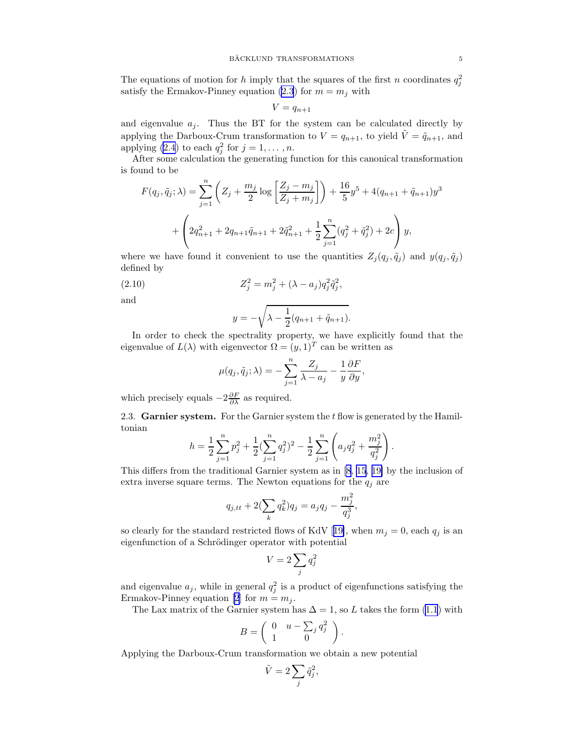The equations of motion for $h$ imply that the squares of the first $n$ coordinates $q_j^2$ satisfy the Ermakov-Pinney equation (2.3) for $m = m_j$ with

$$V = q_{n+1}$$

and eigenvalue $a_j$. Thus the BT for the system can be calculated directly by applying the Darboux-Crum transformation to $V = q_{n+1}$, to yield $\tilde{V} = \tilde{q}_{n+1}$, and applying (2.4) to each $q_j^2$ for $j = 1, \ldots, n$.

After some calculation the generating function for this canonical transformation is found to be

$$F(q_j, \tilde{q}_j; \lambda) = \sum_{j=1}^{n} \left( Z_j + \frac{m_j}{2} \log \left[ \frac{Z_j - m_j}{Z_j + m_j} \right] \right) + \frac{16}{5} y^5 + 4(q_{n+1} + \tilde{q}_{n+1}) y^3$$

$$+ \left( 2q_{n+1}^2 + 2q_{n+1}\tilde{q}_{n+1} + 2\tilde{q}_{n+1}^2 + \frac{1}{2} \sum_{j=1}^{n} (q_j^2 + \tilde{q}_j^2) + 2c \right) y,$$

where we have found it convenient to use the quantities $Z_j(q_j, \tilde{q}_j)$ and $y(q_j, \tilde{q}_j)$ defined by

$$Z_j^2 = m_j^2 + (\lambda - a_j) q_j^2 \tilde{q}_j^2, \tag{2.10}$$

and

$$y = -\sqrt{\lambda - \frac{1}{2}(q_{n+1} + \tilde{q}_{n+1})}.$$

In order to check the spectrality property, we have explicitly found that the eigenvalue of $L(\lambda)$ with eigenvector $\Omega = (y, 1)^T$ can be written as

$$\mu(q_j, \tilde{q}_j; \lambda) = -\sum_{j=1}^{n} \frac{Z_j}{\lambda - a_j} - \frac{1}{y} \frac{\partial F}{\partial y},$$

which precisely equals $-2\frac{\partial F}{\partial \lambda}$ as required.

2.3. **Garnier system.** For the Garnier system the $t$ flow is generated by the Hamiltonian

$$h = \frac{1}{2} \sum_{j=1}^{n} p_j^2 + \frac{1}{2} (\sum_{j=1}^{n} q_j^2)^2 - \frac{1}{2} \sum_{j=1}^{n} \left( a_j q_j^2 + \frac{m_j^2}{q_j^2} \right).$$

This differs from the traditional Garnier system as in [8, 15, 19] by the inclusion of extra inverse square terms. The Newton equations for the $q_j$ are

$$q_{j,tt} + 2(\sum_k q_k^2) q_j = a_j q_j - \frac{m_j^2}{q_j^3},$$

so clearly for the standard restricted flows of KdV [19], when $m_j = 0$, each $q_j$ is an eigenfunction of a Schrödinger operator with potential

$$V = 2 \sum_j q_j^2$$

and eigenvalue $a_j$, while in general $q_j^2$ is a product of eigenfunctions satisfying the Ermakov-Pinney equation [2] for $m = m_j$.

The Lax matrix of the Garnier system has $\Delta = 1$, so $L$ takes the form (1.1) with

$$B = \begin{pmatrix} 0 & u - \sum_j q_j^2 \\ 1 & 0 \end{pmatrix}.$$

Applying the Darboux-Crum transformation we obtain a new potential

$$\tilde{V} = 2 \sum_j \tilde{q}_j^2,$$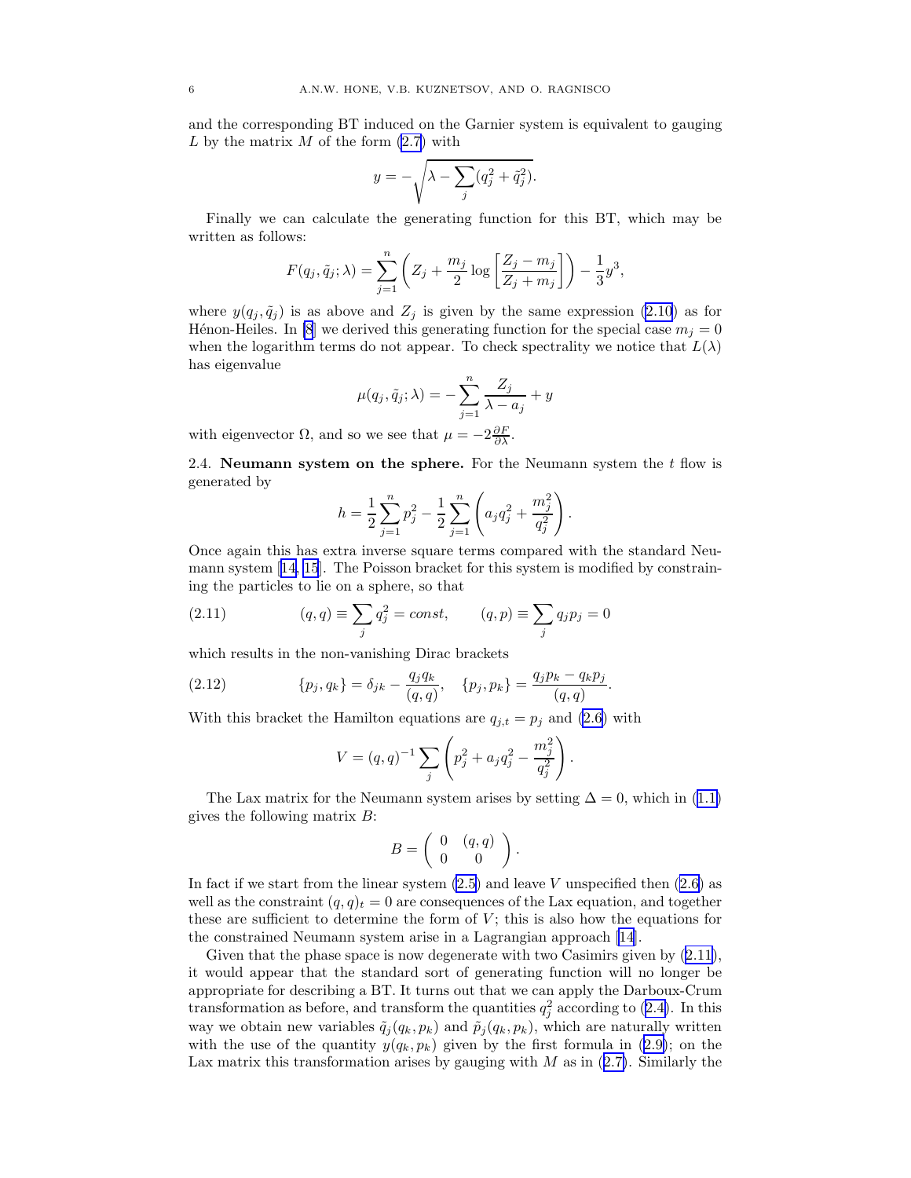and the corresponding BT induced on the Garnier system is equivalent to gauging $L$ by the matrix $M$ of the form (2.7) with

$$y = -\sqrt{\lambda - \sum_j (q_j^2 + \tilde{q}_j^2)}.$$

Finally we can calculate the generating function for this BT, which may be written as follows:

$$F(q_j, \tilde{q}_j; \lambda) = \sum_{j=1}^{n} \left( Z_j + \frac{m_j}{2} \log \left[ \frac{Z_j - m_j}{Z_j + m_j} \right] \right) - \frac{1}{3} y^3,$$

where $y(q_j, \tilde{q}_j)$ is as above and $Z_j$ is given by the same expression (2.10) as for Hénon-Heiles. In [8] we derived this generating function for the special case $m_j = 0$ when the logarithm terms do not appear. To check spectrality we notice that $L(\lambda)$ has eigenvalue

$$\mu(q_j, \tilde{q}_j; \lambda) = -\sum_{j=1}^{n} \frac{Z_j}{\lambda - a_j} + y$$

with eigenvector $\Omega$, and so we see that $\mu = -2\frac{\partial F}{\partial \lambda}$.

2.4. **Neumann system on the sphere.** For the Neumann system the $t$ flow is generated by

$$h = \frac{1}{2} \sum_{j=1}^{n} p_j^2 - \frac{1}{2} \sum_{j=1}^{n} \left( a_j q_j^2 + \frac{m_j^2}{q_j^2} \right).$$

Once again this has extra inverse square terms compared with the standard Neumann system [14, 15]. The Poisson bracket for this system is modified by constraining the particles to lie on a sphere, so that

$$(q, q) \equiv \sum_j q_j^2 = const, \qquad (q, p) \equiv \sum_j q_j p_j = 0 \tag{2.11}$$

which results in the non-vanishing Dirac brackets

$$\{p_j, q_k\} = \delta_{jk} - \frac{q_j q_k}{(q, q)}, \quad \{p_j, p_k\} = \frac{q_j p_k - q_k p_j}{(q, q)}. \tag{2.12}$$

With this bracket the Hamilton equations are $q_{j,t} = p_j$ and (2.6) with

$$V = (q, q)^{-1} \sum_j \left( p_j^2 + a_j q_j^2 - \frac{m_j^2}{q_j^2} \right).$$

The Lax matrix for the Neumann system arises by setting $\Delta = 0$, which in (1.1) gives the following matrix $B$:

$$B = \begin{pmatrix} 0 & (q, q) \\ 0 & 0 \end{pmatrix}.$$

In fact if we start from the linear system (2.5) and leave $V$ unspecified then (2.6) as well as the constraint $(q, q)_t = 0$ are consequences of the Lax equation, and together these are sufficient to determine the form of $V$; this is also how the equations for the constrained Neumann system arise in a Lagrangian approach [14].

Given that the phase space is now degenerate with two Casimirs given by (2.11), it would appear that the standard sort of generating function will no longer be appropriate for describing a BT. It turns out that we can apply the Darboux-Crum transformation as before, and transform the quantities $q_j^2$ according to (2.4). In this way we obtain new variables $\tilde{q}_j(q_k, p_k)$ and $\tilde{p}_j(q_k, p_k)$, which are naturally written with the use of the quantity $y(q_k, p_k)$ given by the first formula in (2.9); on the Lax matrix this transformation arises by gauging with $M$ as in (2.7). Similarly the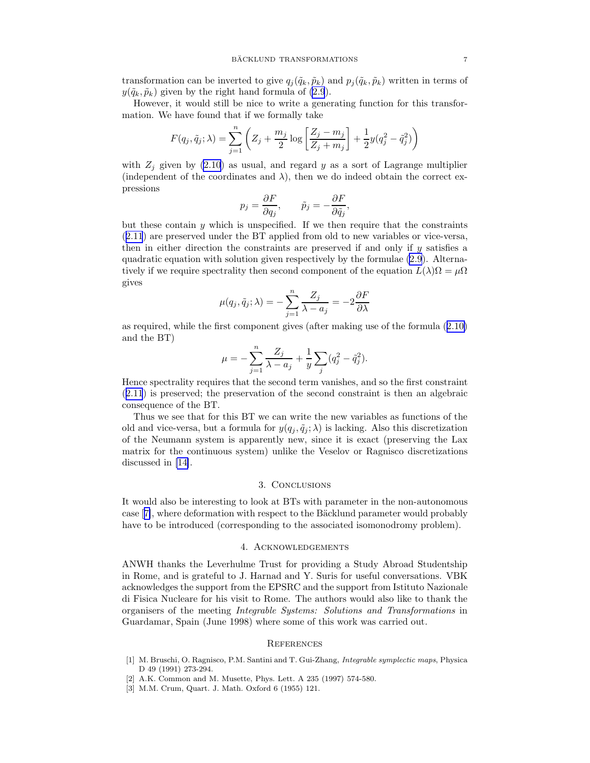transformation can be inverted to give $q_j(\tilde{q}_k, \tilde{p}_k)$ and $p_j(\tilde{q}_k, \tilde{p}_k)$ written in terms of $y(\tilde{q}_k, \tilde{p}_k)$ given by the right hand formula of (2.9).

However, it would still be nice to write a generating function for this transformation. We have found that if we formally take

$$F(q_j, \tilde{q}_j; \lambda) = \sum_{j=1}^{n} \left( Z_j + \frac{m_j}{2} \log \left[ \frac{Z_j - m_j}{Z_j + m_j} \right] + \frac{1}{2} y (q_j^2 - \tilde{q}_j^2) \right)$$

with $Z_j$ given by (2.10) as usual, and regard $y$ as a sort of Lagrange multiplier (independent of the coordinates and $\lambda$), then we do indeed obtain the correct expressions

$$p_j = \frac{\partial F}{\partial q_j}, \qquad \tilde{p}_j = -\frac{\partial F}{\partial \tilde{q}_j},$$

but these contain $y$ which is unspecified. If we then require that the constraints (2.11) are preserved under the BT applied from old to new variables or vice-versa, then in either direction the constraints are preserved if and only if $y$ satisfies a quadratic equation with solution given respectively by the formulae (2.9). Alternatively if we require spectrality then second component of the equation $L(\lambda)\Omega = \mu\Omega$ gives

$$\mu(q_j, \tilde{q}_j; \lambda) = -\sum_{j=1}^{n} \frac{Z_j}{\lambda - a_j} = -2\frac{\partial F}{\partial \lambda}$$

as required, while the first component gives (after making use of the formula (2.10) and the BT)

$$\mu = -\sum_{j=1}^{n} \frac{Z_j}{\lambda - a_j} + \frac{1}{y} \sum_j (q_j^2 - \tilde{q}_j^2).$$

Hence spectrality requires that the second term vanishes, and so the first constraint (2.11) is preserved; the preservation of the second constraint is then an algebraic consequence of the BT.

Thus we see that for this BT we can write the new variables as functions of the old and vice-versa, but a formula for $y(q_j, \tilde{q}_j; \lambda)$ is lacking. Also this discretization of the Neumann system is apparently new, since it is exact (preserving the Lax matrix for the continuous system) unlike the Veselov or Ragnisco discretizations discussed in [14].

## 3. Conclusions

It would also be interesting to look at BTs with parameter in the non-autonomous case [7], where deformation with respect to the Bäcklund parameter would probably have to be introduced (corresponding to the associated isomonodromy problem).

## 4. Acknowledgements

ANWH thanks the Leverhulme Trust for providing a Study Abroad Studentship in Rome, and is grateful to J. Harnad and Y. Suris for useful conversations. VBK acknowledges the support from the EPSRC and the support from Istituto Nazionale di Fisica Nucleare for his visit to Rome. The authors would also like to thank the organisers of the meeting *Integrable Systems: Solutions and Transformations* in Guardamar, Spain (June 1998) where some of this work was carried out.

## References

[1] M. Bruschi, O. Ragnisco, P.M. Santini and T. Gui-Zhang, *Integrable symplectic maps*, Physica D 49 (1991) 273-294.

[2] A.K. Common and M. Musette, Phys. Lett. A 235 (1997) 574-580.

[3] M.M. Crum, Quart. J. Math. Oxford 6 (1955) 121.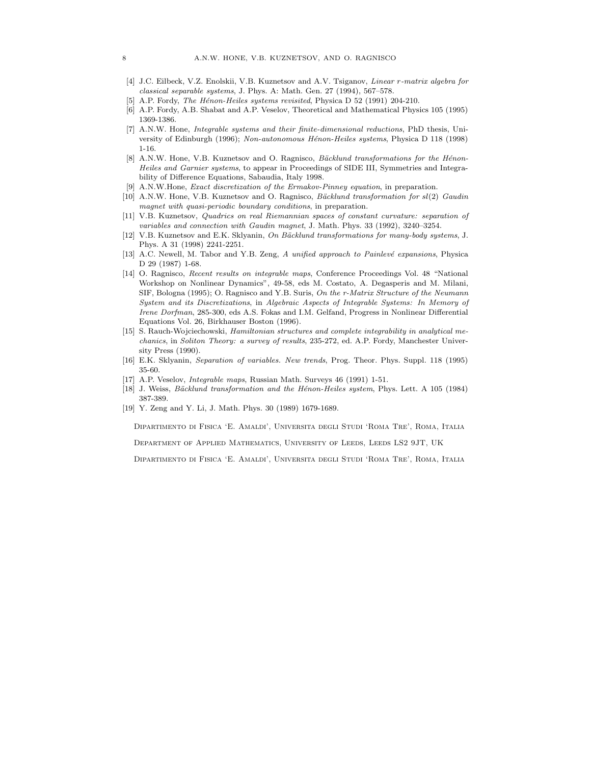[4] J.C. Eilbeck, V.Z. Enolskii, V.B. Kuznetsov and A.V. Tsiganov, *Linear r-matrix algebra for classical separable systems*, J. Phys. A: Math. Gen. 27 (1994), 567–578.

[5] A.P. Fordy, *The Hénon-Heiles systems revisited*, Physica D 52 (1991) 204-210.

[6] A.P. Fordy, A.B. Shabat and A.P. Veselov, Theoretical and Mathematical Physics 105 (1995) 1369-1386.

[7] A.N.W. Hone, *Integrable systems and their finite-dimensional reductions*, PhD thesis, University of Edinburgh (1996); *Non-autonomous Hénon-Heiles systems*, Physica D 118 (1998) 1-16.

[8] A.N.W. Hone, V.B. Kuznetsov and O. Ragnisco, *Bäcklund transformations for the Hénon-Heiles and Garnier systems*, to appear in Proceedings of SIDE III, Symmetries and Integrability of Difference Equations, Sabaudia, Italy 1998.

[9] A.N.W.Hone, *Exact discretization of the Ermakov-Pinney equation*, in preparation.

[10] A.N.W. Hone, V.B. Kuznetsov and O. Ragnisco, *Bäcklund transformation for sl(2) Gaudin magnet with quasi-periodic boundary conditions*, in preparation.

[11] V.B. Kuznetsov, *Quadrics on real Riemannian spaces of constant curvature: separation of variables and connection with Gaudin magnet*, J. Math. Phys. 33 (1992), 3240–3254.

[12] V.B. Kuznetsov and E.K. Sklyanin, *On Bäcklund transformations for many-body systems*, J. Phys. A 31 (1998) 2241-2251.

[13] A.C. Newell, M. Tabor and Y.B. Zeng, *A unified approach to Painlevé expansions*, Physica D 29 (1987) 1-68.

[14] O. Ragnisco, *Recent results on integrable maps*, Conference Proceedings Vol. 48 "National Workshop on Nonlinear Dynamics", 49-58, eds M. Costato, A. Degasperis and M. Milani, SIF, Bologna (1995); O. Ragnisco and Y.B. Suris, *On the r-Matrix Structure of the Neumann System and its Discretizations*, in *Algebraic Aspects of Integrable Systems: In Memory of Irene Dorfman*, 285-300, eds A.S. Fokas and I.M. Gelfand, Progress in Nonlinear Differential Equations Vol. 26, Birkhauser Boston (1996).

[15] S. Rauch-Wojciechowski, *Hamiltonian structures and complete integrability in analytical mechanics*, in *Soliton Theory: a survey of results*, 235-272, ed. A.P. Fordy, Manchester University Press (1990).

[16] E.K. Sklyanin, *Separation of variables. New trends*, Prog. Theor. Phys. Suppl. 118 (1995) 35-60.

[17] A.P. Veselov, *Integrable maps*, Russian Math. Surveys 46 (1991) 1-51.

[18] J. Weiss, *Bäcklund transformation and the Hénon-Heiles system*, Phys. Lett. A 105 (1984) 387-389.

[19] Y. Zeng and Y. Li, J. Math. Phys. 30 (1989) 1679-1689.

Dipartimento di Fisica 'E. Amaldi', Universita degli Studi 'Roma Tre', Roma, Italia

Department of Applied Mathematics, University of Leeds, Leeds LS2 9JT, UK

Dipartimento di Fisica 'E. Amaldi', Universita degli Studi 'Roma Tre', Roma, Italia